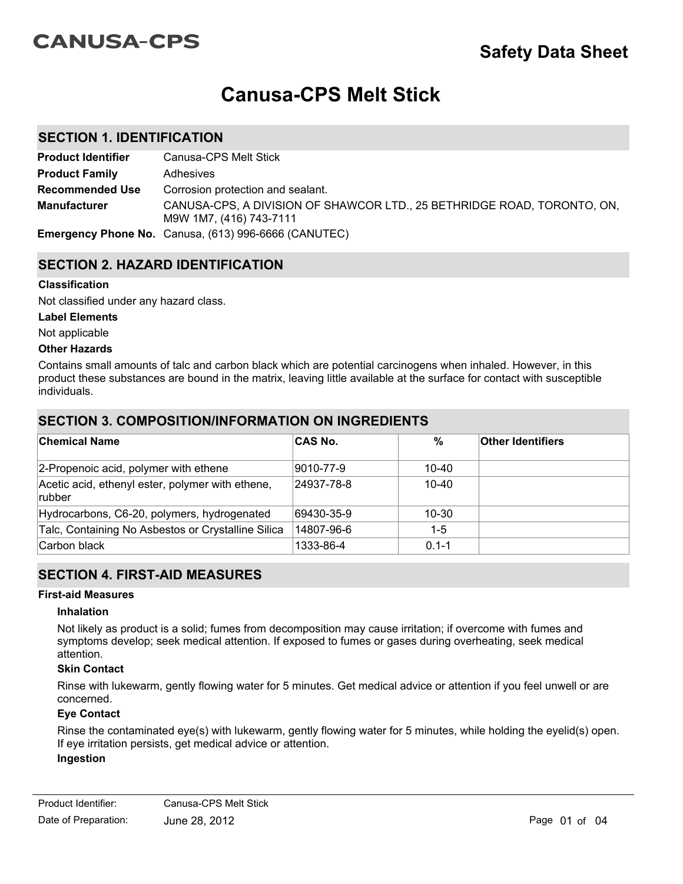CANUSA-CPS

**Safety Data Sheet**

# Canusa-CPS Melt Stick

## SECTION 1. IDENTIFICATION

**Product Identifier** Canusa-CPS Melt Stick

**Product Family** Adhesives

**Recommended Use** Corrosion protection and sealant.

**Manufacturer** CANUSA-CPS, A DIVISION OF SHAWCOR LTD., 25 BETHRIDGE ROAD, TORONTO, ON, M9W 1M7, (416) 743-7111

**Emergency Phone No.** Canusa, (613) 996-6666 (CANUTEC)

## SECTION 2. HAZARD IDENTIFICATION

**Classification**

Not classified under any hazard class.

**Label Elements**

Not applicable

**Other Hazards**

Contains small amounts of talc and carbon black which are potential carcinogens when inhaled. However, in this product these substances are bound in the matrix, leaving little available at the surface for contact with susceptible individuals.

## SECTION 3. COMPOSITION/INFORMATION ON INGREDIENTS

| Chemical Name | CAS No. | % | Other Identifiers |
|---|---|---|---|
| 2-Propenoic acid, polymer with ethene | 9010-77-9 | 10-40 | |
| Acetic acid, ethenyl ester, polymer with ethene, rubber | 24937-78-8 | 10-40 | |
| Hydrocarbons, C6-20, polymers, hydrogenated | 69430-35-9 | 10-30 | |
| Talc, Containing No Asbestos or Crystalline Silica | 14807-96-6 | 1-5 | |
| Carbon black | 1333-86-4 | 0.1-1 | |

## SECTION 4. FIRST-AID MEASURES

**First-aid Measures**

### Inhalation

Not likely as product is a solid; fumes from decomposition may cause irritation; if overcome with fumes and symptoms develop; seek medical attention. If exposed to fumes or gases during overheating, seek medical attention.

### Skin Contact

Rinse with lukewarm, gently flowing water for 5 minutes. Get medical advice or attention if you feel unwell or are concerned.

### Eye Contact

Rinse the contaminated eye(s) with lukewarm, gently flowing water for 5 minutes, while holding the eyelid(s) open. If eye irritation persists, get medical advice or attention.

### Ingestion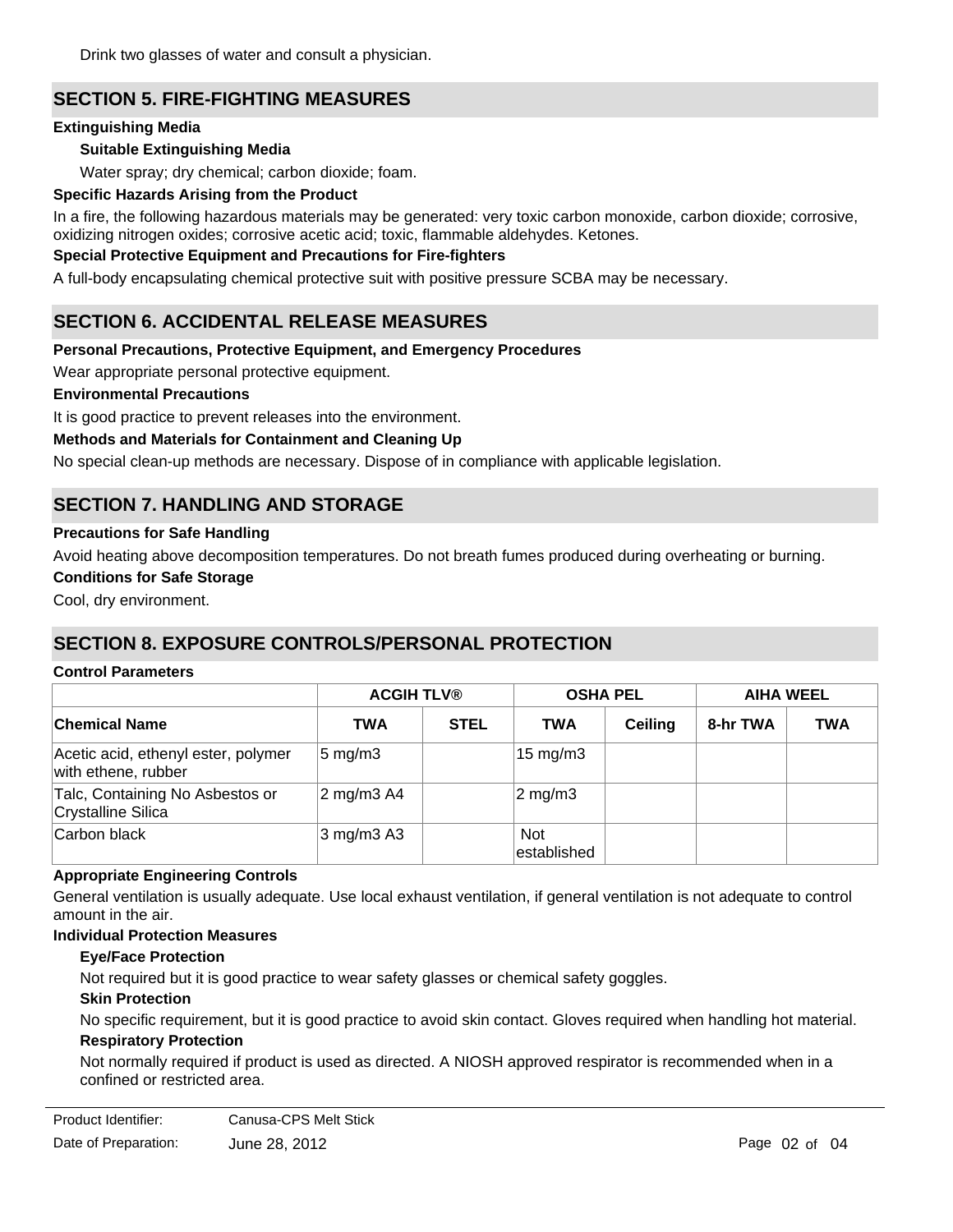Drink two glasses of water and consult a physician.

## SECTION 5. FIRE-FIGHTING MEASURES

**Extinguishing Media**

**Suitable Extinguishing Media**

Water spray; dry chemical; carbon dioxide; foam.

**Specific Hazards Arising from the Product**

In a fire, the following hazardous materials may be generated: very toxic carbon monoxide, carbon dioxide; corrosive, oxidizing nitrogen oxides; corrosive acetic acid; toxic, flammable aldehydes. Ketones.

**Special Protective Equipment and Precautions for Fire-fighters**

A full-body encapsulating chemical protective suit with positive pressure SCBA may be necessary.

## SECTION 6. ACCIDENTAL RELEASE MEASURES

**Personal Precautions, Protective Equipment, and Emergency Procedures**

Wear appropriate personal protective equipment.

**Environmental Precautions**

It is good practice to prevent releases into the environment.

**Methods and Materials for Containment and Cleaning Up**

No special clean-up methods are necessary. Dispose of in compliance with applicable legislation.

## SECTION 7. HANDLING AND STORAGE

**Precautions for Safe Handling**

Avoid heating above decomposition temperatures. Do not breath fumes produced during overheating or burning.

**Conditions for Safe Storage**

Cool, dry environment.

## SECTION 8. EXPOSURE CONTROLS/PERSONAL PROTECTION

**Control Parameters**

| | ACGIH TLV® | | OSHA PEL | | AIHA WEEL | |
|---|---|---|---|---|---|---|
| **Chemical Name** | **TWA** | **STEL** | **TWA** | **Ceiling** | **8-hr TWA** | **TWA** |
| Acetic acid, ethenyl ester, polymer with ethene, rubber | 5 mg/m3 | | 15 mg/m3 | | | |
| Talc, Containing No Asbestos or Crystalline Silica | 2 mg/m3 A4 | | 2 mg/m3 | | | |
| Carbon black | 3 mg/m3 A3 | | Not established | | | |

**Appropriate Engineering Controls**

General ventilation is usually adequate. Use local exhaust ventilation, if general ventilation is not adequate to control amount in the air.

**Individual Protection Measures**

**Eye/Face Protection**

Not required but it is good practice to wear safety glasses or chemical safety goggles.

**Skin Protection**

No specific requirement, but it is good practice to avoid skin contact. Gloves required when handling hot material.

**Respiratory Protection**

Not normally required if product is used as directed. A NIOSH approved respirator is recommended when in a confined or restricted area.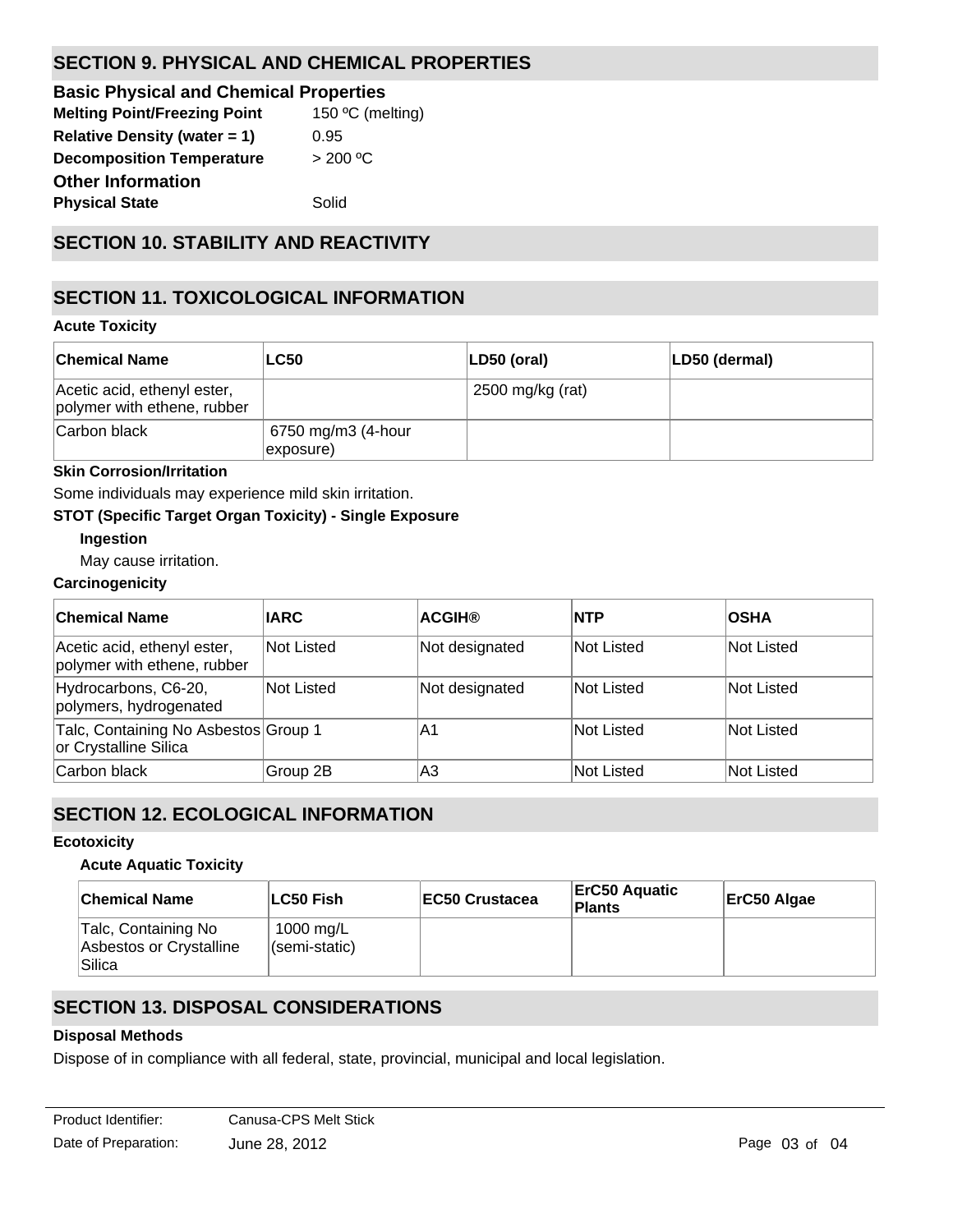## SECTION 9. PHYSICAL AND CHEMICAL PROPERTIES

### Basic Physical and Chemical Properties

**Melting Point/Freezing Point** 150 ºC (melting)

**Relative Density (water = 1)** 0.95

**Decomposition Temperature** > 200 ºC

### Other Information

**Physical State** Solid

## SECTION 10. STABILITY AND REACTIVITY

## SECTION 11. TOXICOLOGICAL INFORMATION

**Acute Toxicity**

| Chemical Name | LC50 | LD50 (oral) | LD50 (dermal) |
|---|---|---|---|
| Acetic acid, ethenyl ester, polymer with ethene, rubber | | 2500 mg/kg (rat) | |
| Carbon black | 6750 mg/m3 (4-hour exposure) | | |

**Skin Corrosion/Irritation**

Some individuals may experience mild skin irritation.

**STOT (Specific Target Organ Toxicity) - Single Exposure**

**Ingestion**

May cause irritation.

**Carcinogenicity**

| Chemical Name | IARC | ACGIH® | NTP | OSHA |
|---|---|---|---|---|
| Acetic acid, ethenyl ester, polymer with ethene, rubber | Not Listed | Not designated | Not Listed | Not Listed |
| Hydrocarbons, C6-20, polymers, hydrogenated | Not Listed | Not designated | Not Listed | Not Listed |
| Talc, Containing No Asbestos or Crystalline Silica | Group 1 | A1 | Not Listed | Not Listed |
| Carbon black | Group 2B | A3 | Not Listed | Not Listed |

## SECTION 12. ECOLOGICAL INFORMATION

**Ecotoxicity**

**Acute Aquatic Toxicity**

| Chemical Name | LC50 Fish | EC50 Crustacea | ErC50 Aquatic Plants | ErC50 Algae |
|---|---|---|---|---|
| Talc, Containing No Asbestos or Crystalline Silica | 1000 mg/L (semi-static) | | | |

## SECTION 13. DISPOSAL CONSIDERATIONS

**Disposal Methods**

Dispose of in compliance with all federal, state, provincial, municipal and local legislation.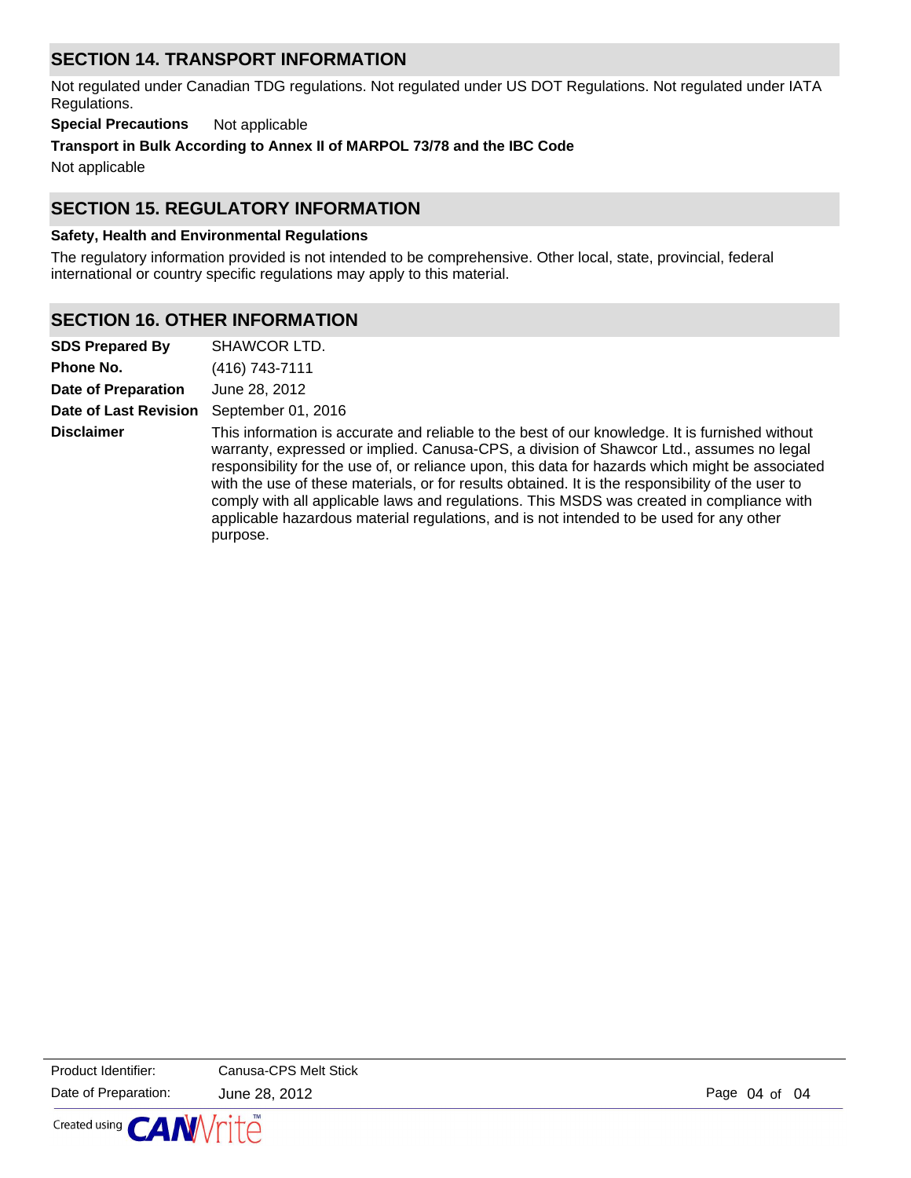## SECTION 14. TRANSPORT INFORMATION

Not regulated under Canadian TDG regulations. Not regulated under US DOT Regulations. Not regulated under IATA Regulations.

**Special Precautions** Not applicable

**Transport in Bulk According to Annex II of MARPOL 73/78 and the IBC Code**

Not applicable

## SECTION 15. REGULATORY INFORMATION

**Safety, Health and Environmental Regulations**

The regulatory information provided is not intended to be comprehensive. Other local, state, provincial, federal international or country specific regulations may apply to this material.

## SECTION 16. OTHER INFORMATION

| | |
|---|---|
| **SDS Prepared By** | SHAWCOR LTD. |
| **Phone No.** | (416) 743-7111 |
| **Date of Preparation** | June 28, 2012 |
| **Date of Last Revision** | September 01, 2016 |
| **Disclaimer** | This information is accurate and reliable to the best of our knowledge. It is furnished without warranty, expressed or implied. Canusa-CPS, a division of Shawcor Ltd., assumes no legal responsibility for the use of, or reliance upon, this data for hazards which might be associated with the use of these materials, or for results obtained. It is the responsibility of the user to comply with all applicable laws and regulations. This MSDS was created in compliance with applicable hazardous material regulations, and is not intended to be used for any other purpose. |